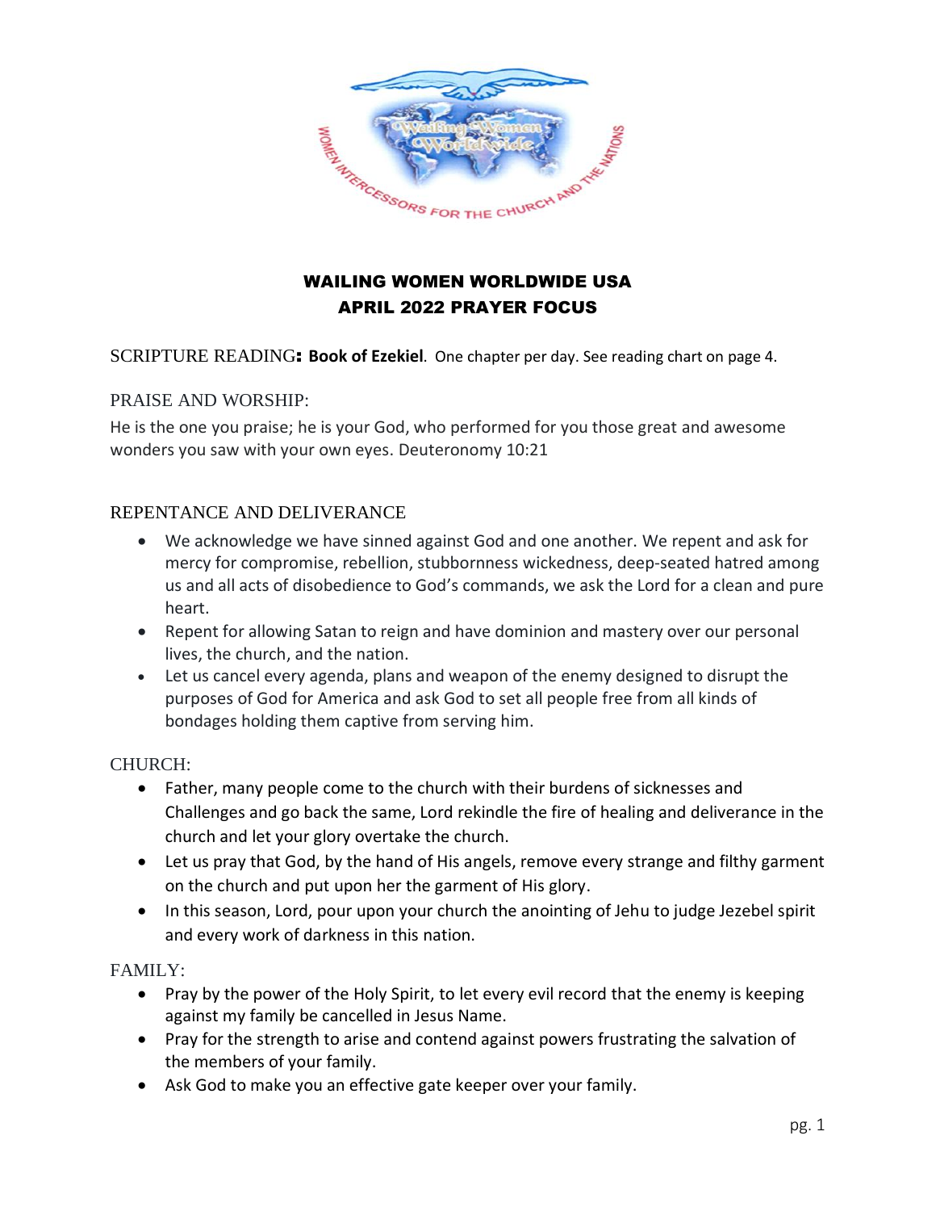# WAILING WOMEN WORLDWIDE USA
## APRIL 2022 PRAYER FOCUS

SCRIPTURE READING**: Book of Ezekiel**. One chapter per day. See reading chart on page 4.

PRAISE AND WORSHIP:

He is the one you praise; he is your God, who performed for you those great and awesome wonders you saw with your own eyes. Deuteronomy 10:21

REPENTANCE AND DELIVERANCE

- We acknowledge we have sinned against God and one another. We repent and ask for mercy for compromise, rebellion, stubbornness wickedness, deep-seated hatred among us and all acts of disobedience to God's commands, we ask the Lord for a clean and pure heart.
- Repent for allowing Satan to reign and have dominion and mastery over our personal lives, the church, and the nation.
- Let us cancel every agenda, plans and weapon of the enemy designed to disrupt the purposes of God for America and ask God to set all people free from all kinds of bondages holding them captive from serving him.

CHURCH:

- Father, many people come to the church with their burdens of sicknesses and Challenges and go back the same, Lord rekindle the fire of healing and deliverance in the church and let your glory overtake the church.
- Let us pray that God, by the hand of His angels, remove every strange and filthy garment on the church and put upon her the garment of His glory.
- In this season, Lord, pour upon your church the anointing of Jehu to judge Jezebel spirit and every work of darkness in this nation.

FAMILY:

- Pray by the power of the Holy Spirit, to let every evil record that the enemy is keeping against my family be cancelled in Jesus Name.
- Pray for the strength to arise and contend against powers frustrating the salvation of the members of your family.
- Ask God to make you an effective gate keeper over your family.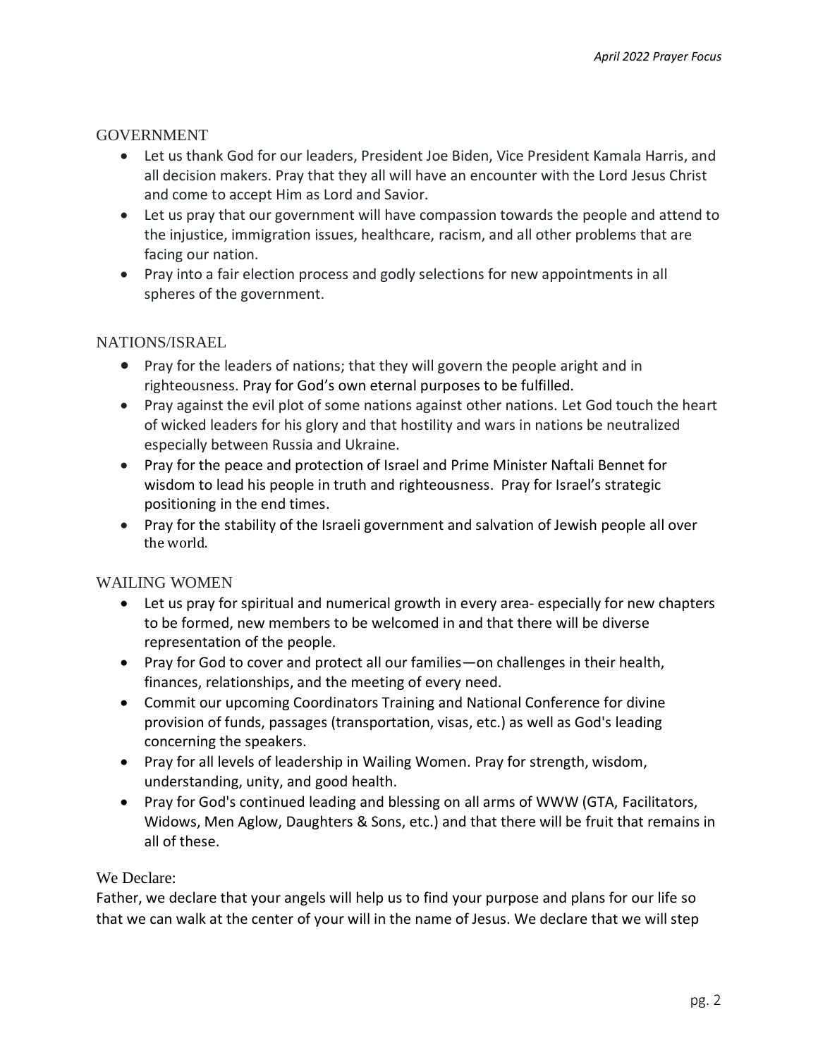## GOVERNMENT

- Let us thank God for our leaders, President Joe Biden, Vice President Kamala Harris, and all decision makers. Pray that they all will have an encounter with the Lord Jesus Christ and come to accept Him as Lord and Savior.
- Let us pray that our government will have compassion towards the people and attend to the injustice, immigration issues, healthcare, racism, and all other problems that are facing our nation.
- Pray into a fair election process and godly selections for new appointments in all spheres of the government.

## NATIONS/ISRAEL

- Pray for the leaders of nations; that they will govern the people aright and in righteousness. Pray for God's own eternal purposes to be fulfilled.
- Pray against the evil plot of some nations against other nations. Let God touch the heart of wicked leaders for his glory and that hostility and wars in nations be neutralized especially between Russia and Ukraine.
- Pray for the peace and protection of Israel and Prime Minister Naftali Bennet for wisdom to lead his people in truth and righteousness. Pray for Israel's strategic positioning in the end times.
- Pray for the stability of the Israeli government and salvation of Jewish people all over the world.

## WAILING WOMEN

- Let us pray for spiritual and numerical growth in every area- especially for new chapters to be formed, new members to be welcomed in and that there will be diverse representation of the people.
- Pray for God to cover and protect all our families—on challenges in their health, finances, relationships, and the meeting of every need.
- Commit our upcoming Coordinators Training and National Conference for divine provision of funds, passages (transportation, visas, etc.) as well as God's leading concerning the speakers.
- Pray for all levels of leadership in Wailing Women. Pray for strength, wisdom, understanding, unity, and good health.
- Pray for God's continued leading and blessing on all arms of WWW (GTA, Facilitators, Widows, Men Aglow, Daughters & Sons, etc.) and that there will be fruit that remains in all of these.

We Declare:

Father, we declare that your angels will help us to find your purpose and plans for our life so that we can walk at the center of your will in the name of Jesus. We declare that we will step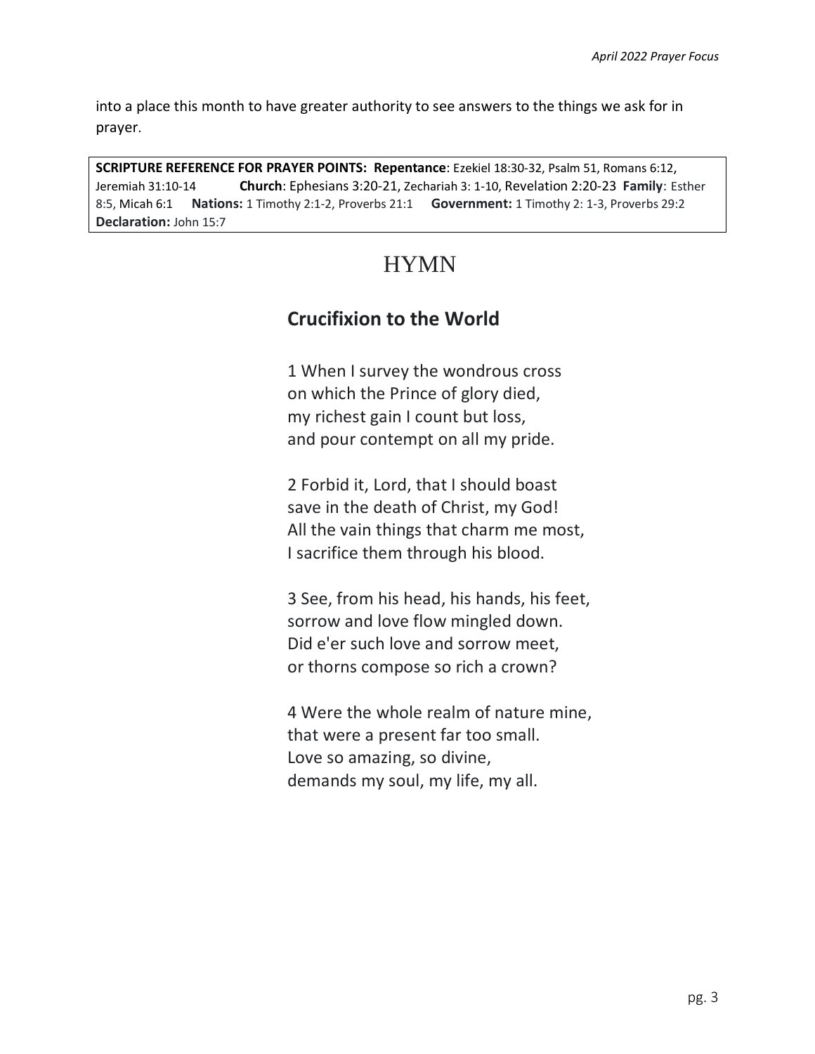into a place this month to have greater authority to see answers to the things we ask for in prayer.

**SCRIPTURE REFERENCE FOR PRAYER POINTS:** **Repentance**: Ezekiel 18:30-32, Psalm 51, Romans 6:12, Jeremiah 31:10-14 **Church**: Ephesians 3:20-21, Zechariah 3: 1-10, Revelation 2:20-23 **Family**: Esther 8:5, Micah 6:1 **Nations:** 1 Timothy 2:1-2, Proverbs 21:1 **Government:** 1 Timothy 2: 1-3, Proverbs 29:2 **Declaration:** John 15:7

# HYMN

## Crucifixion to the World

1 When I survey the wondrous cross
on which the Prince of glory died,
my richest gain I count but loss,
and pour contempt on all my pride.

2 Forbid it, Lord, that I should boast
save in the death of Christ, my God!
All the vain things that charm me most,
I sacrifice them through his blood.

3 See, from his head, his hands, his feet,
sorrow and love flow mingled down.
Did e'er such love and sorrow meet,
or thorns compose so rich a crown?

4 Were the whole realm of nature mine,
that were a present far too small.
Love so amazing, so divine,
demands my soul, my life, my all.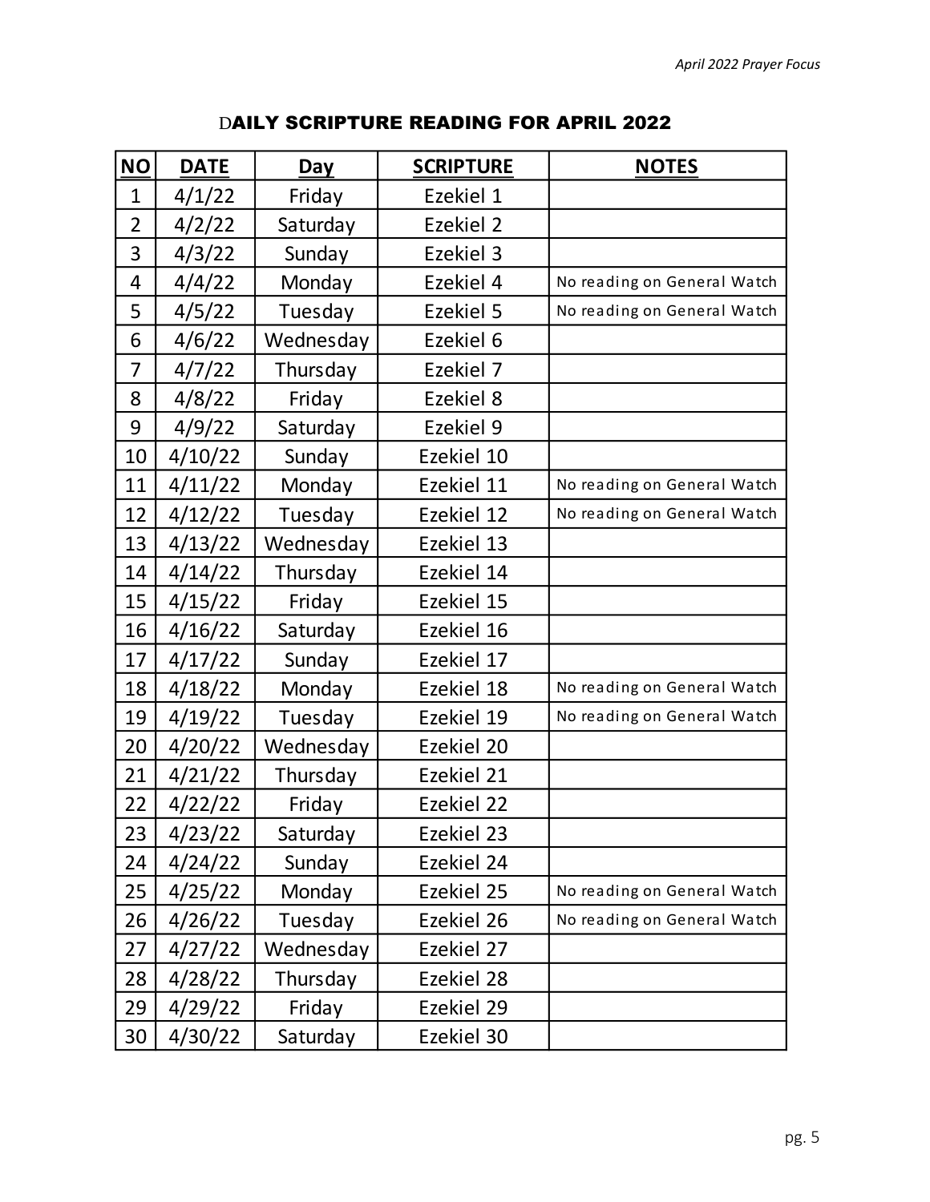## DAILY SCRIPTURE READING FOR APRIL 2022

| NO | DATE | Day | SCRIPTURE | NOTES |
|---|---|---|---|---|
| 1 | 4/1/22 | Friday | Ezekiel 1 | |
| 2 | 4/2/22 | Saturday | Ezekiel 2 | |
| 3 | 4/3/22 | Sunday | Ezekiel 3 | |
| 4 | 4/4/22 | Monday | Ezekiel 4 | No reading on General Watch |
| 5 | 4/5/22 | Tuesday | Ezekiel 5 | No reading on General Watch |
| 6 | 4/6/22 | Wednesday | Ezekiel 6 | |
| 7 | 4/7/22 | Thursday | Ezekiel 7 | |
| 8 | 4/8/22 | Friday | Ezekiel 8 | |
| 9 | 4/9/22 | Saturday | Ezekiel 9 | |
| 10 | 4/10/22 | Sunday | Ezekiel 10 | |
| 11 | 4/11/22 | Monday | Ezekiel 11 | No reading on General Watch |
| 12 | 4/12/22 | Tuesday | Ezekiel 12 | No reading on General Watch |
| 13 | 4/13/22 | Wednesday | Ezekiel 13 | |
| 14 | 4/14/22 | Thursday | Ezekiel 14 | |
| 15 | 4/15/22 | Friday | Ezekiel 15 | |
| 16 | 4/16/22 | Saturday | Ezekiel 16 | |
| 17 | 4/17/22 | Sunday | Ezekiel 17 | |
| 18 | 4/18/22 | Monday | Ezekiel 18 | No reading on General Watch |
| 19 | 4/19/22 | Tuesday | Ezekiel 19 | No reading on General Watch |
| 20 | 4/20/22 | Wednesday | Ezekiel 20 | |
| 21 | 4/21/22 | Thursday | Ezekiel 21 | |
| 22 | 4/22/22 | Friday | Ezekiel 22 | |
| 23 | 4/23/22 | Saturday | Ezekiel 23 | |
| 24 | 4/24/22 | Sunday | Ezekiel 24 | |
| 25 | 4/25/22 | Monday | Ezekiel 25 | No reading on General Watch |
| 26 | 4/26/22 | Tuesday | Ezekiel 26 | No reading on General Watch |
| 27 | 4/27/22 | Wednesday | Ezekiel 27 | |
| 28 | 4/28/22 | Thursday | Ezekiel 28 | |
| 29 | 4/29/22 | Friday | Ezekiel 29 | |
| 30 | 4/30/22 | Saturday | Ezekiel 30 | |